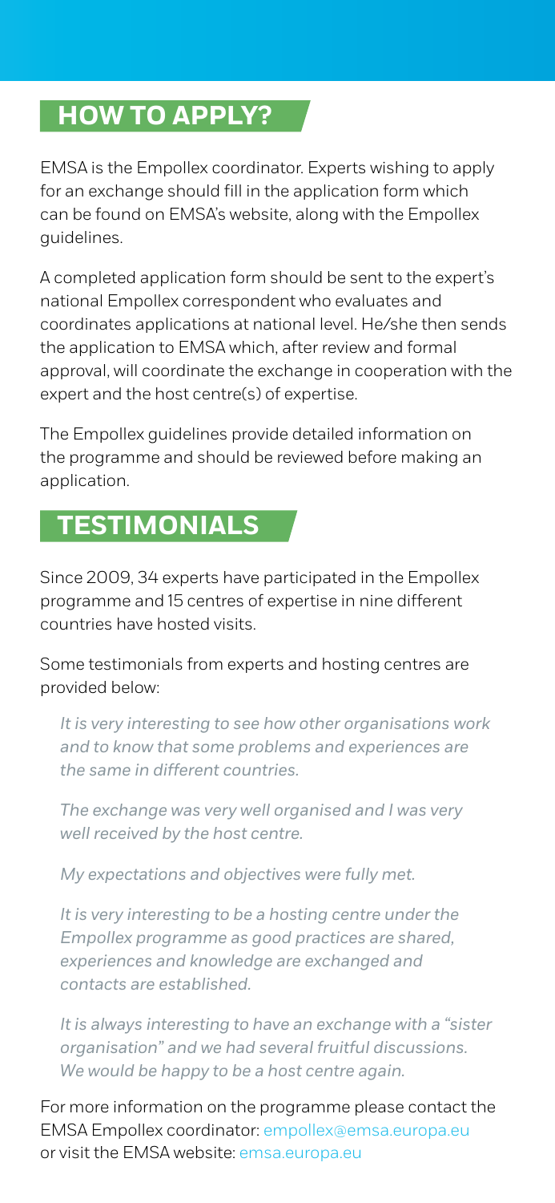## HOW TO APPLY?

EMSA is the Empollex coordinator. Experts wishing to apply for an exchange should fill in the application form which can be found on EMSA's website, along with the Empollex guidelines.

A completed application form should be sent to the expert's national Empollex correspondent who evaluates and coordinates applications at national level. He/she then sends the application to EMSA which, after review and formal approval, will coordinate the exchange in cooperation with the expert and the host centre(s) of expertise.

The Empollex guidelines provide detailed information on the programme and should be reviewed before making an application.

## TESTIMONIALS

Since 2009, 34 experts have participated in the Empollex programme and 15 centres of expertise in nine different countries have hosted visits.

Some testimonials from experts and hosting centres are provided below:

*It is very interesting to see how other organisations work and to know that some problems and experiences are the same in different countries.*

*The exchange was very well organised and I was very well received by the host centre.*

*My expectations and objectives were fully met.*

*It is very interesting to be a hosting centre under the Empollex programme as good practices are shared, experiences and knowledge are exchanged and contacts are established.*

*It is always interesting to have an exchange with a "sister organisation" and we had several fruitful discussions. We would be happy to be a host centre again.*

For more information on the programme please contact the EMSA Empollex coordinator: empollex@emsa.europa.eu or visit the EMSA website: emsa.europa.eu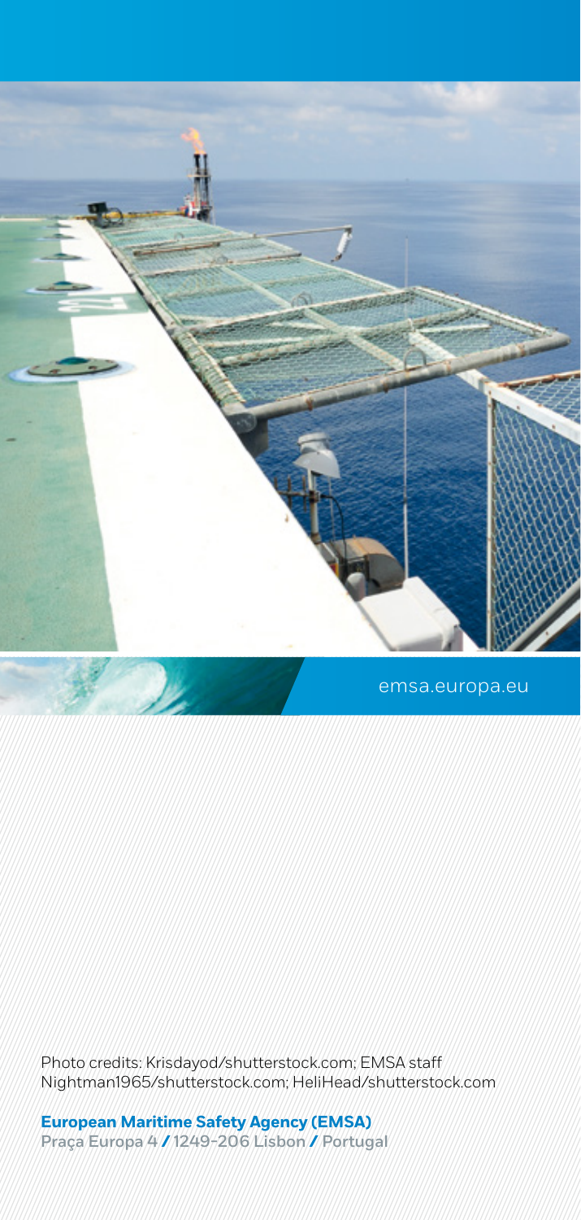emsa.europa.eu

Photo credits: Krisdayod/shutterstock.com; EMSA staff
Nightman1965/shutterstock.com; HeliHead/shutterstock.com

**European Maritime Safety Agency (EMSA)**
Praça Europa 4 / 1249-206 Lisbon / Portugal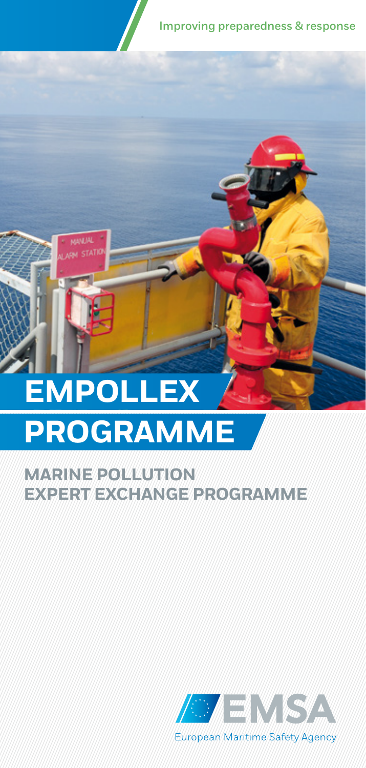Improving preparedness & response

# EMPOLLEX PROGRAMME

## MARINE POLLUTION EXPERT EXCHANGE PROGRAMME

EMSA

European Maritime Safety Agency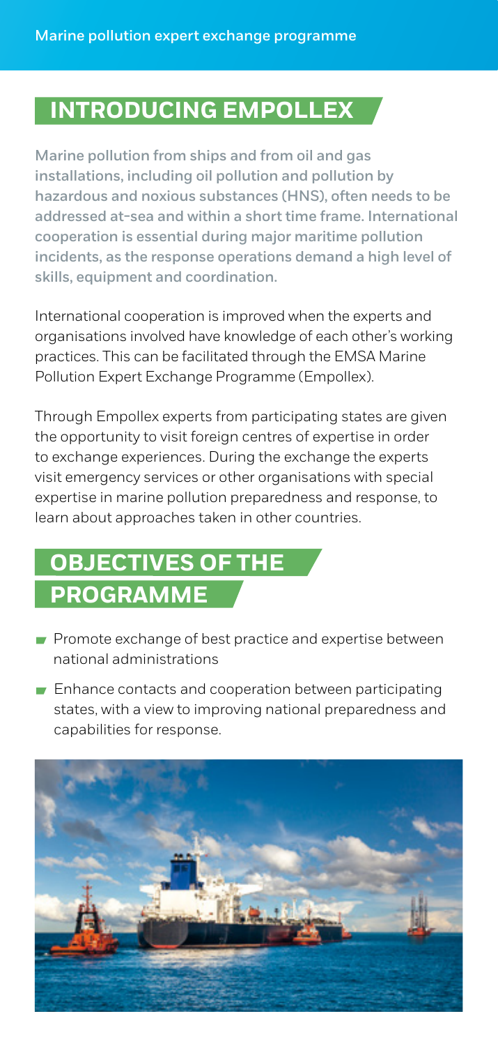## INTRODUCING EMPOLLEX

**Marine pollution from ships and from oil and gas installations, including oil pollution and pollution by hazardous and noxious substances (HNS), often needs to be addressed at-sea and within a short time frame. International cooperation is essential during major maritime pollution incidents, as the response operations demand a high level of skills, equipment and coordination.**

International cooperation is improved when the experts and organisations involved have knowledge of each other's working practices. This can be facilitated through the EMSA Marine Pollution Expert Exchange Programme (Empollex).

Through Empollex experts from participating states are given the opportunity to visit foreign centres of expertise in order to exchange experiences. During the exchange the experts visit emergency services or other organisations with special expertise in marine pollution preparedness and response, to learn about approaches taken in other countries.

## OBJECTIVES OF THE PROGRAMME

- Promote exchange of best practice and expertise between national administrations
- Enhance contacts and cooperation between participating states, with a view to improving national preparedness and capabilities for response.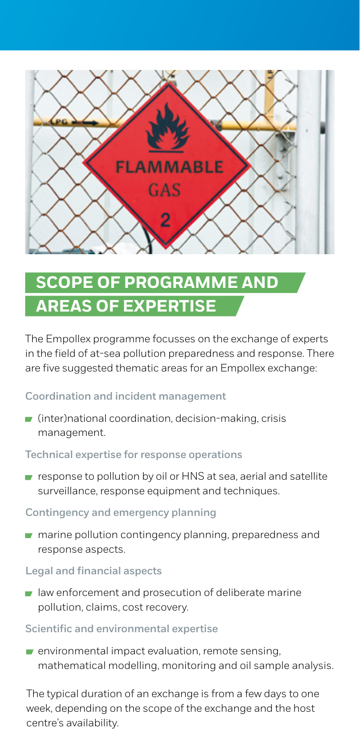## SCOPE OF PROGRAMME AND AREAS OF EXPERTISE

The Empollex programme focusses on the exchange of experts in the field of at-sea pollution preparedness and response. There are five suggested thematic areas for an Empollex exchange:

**Coordination and incident management**

- (inter)national coordination, decision-making, crisis management.

**Technical expertise for response operations**

- response to pollution by oil or HNS at sea, aerial and satellite surveillance, response equipment and techniques.

**Contingency and emergency planning**

- marine pollution contingency planning, preparedness and response aspects.

**Legal and financial aspects**

- law enforcement and prosecution of deliberate marine pollution, claims, cost recovery.

**Scientific and environmental expertise**

- environmental impact evaluation, remote sensing, mathematical modelling, monitoring and oil sample analysis.

The typical duration of an exchange is from a few days to one week, depending on the scope of the exchange and the host centre's availability.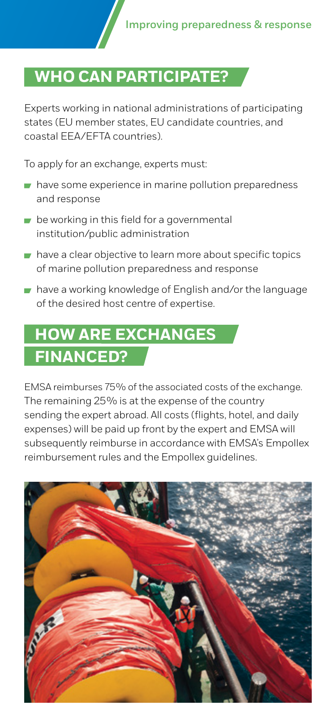## WHO CAN PARTICIPATE?

Experts working in national administrations of participating states (EU member states, EU candidate countries, and coastal EEA/EFTA countries).

To apply for an exchange, experts must:

- have some experience in marine pollution preparedness and response
- be working in this field for a governmental institution/public administration
- have a clear objective to learn more about specific topics of marine pollution preparedness and response
- have a working knowledge of English and/or the language of the desired host centre of expertise.

## HOW ARE EXCHANGES FINANCED?

EMSA reimburses 75% of the associated costs of the exchange. The remaining 25% is at the expense of the country sending the expert abroad. All costs (flights, hotel, and daily expenses) will be paid up front by the expert and EMSA will subsequently reimburse in accordance with EMSA's Empollex reimbursement rules and the Empollex guidelines.